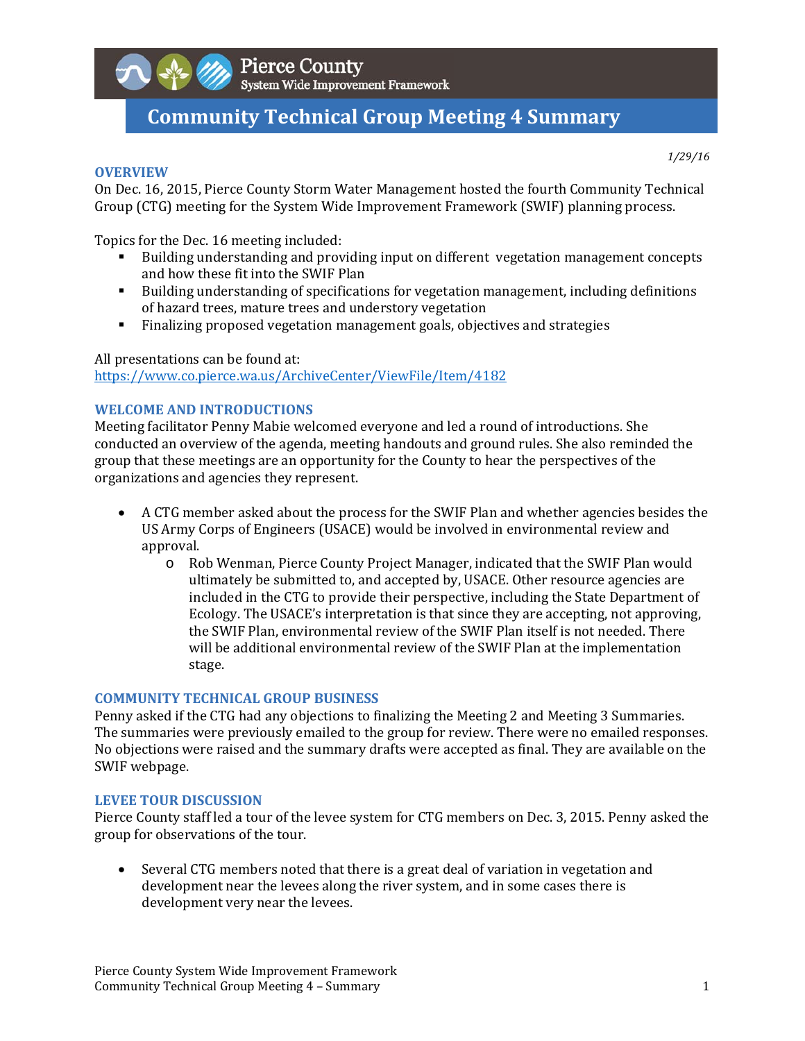Pierce County
System Wide Improvement Framework

# Community Technical Group Meeting 4 Summary

*1/29/16*

## OVERVIEW

On Dec. 16, 2015, Pierce County Storm Water Management hosted the fourth Community Technical Group (CTG) meeting for the System Wide Improvement Framework (SWIF) planning process.

Topics for the Dec. 16 meeting included:

- Building understanding and providing input on different vegetation management concepts and how these fit into the SWIF Plan
- Building understanding of specifications for vegetation management, including definitions of hazard trees, mature trees and understory vegetation
- Finalizing proposed vegetation management goals, objectives and strategies

All presentations can be found at:
https://www.co.pierce.wa.us/ArchiveCenter/ViewFile/Item/4182

## WELCOME AND INTRODUCTIONS

Meeting facilitator Penny Mabie welcomed everyone and led a round of introductions. She conducted an overview of the agenda, meeting handouts and ground rules. She also reminded the group that these meetings are an opportunity for the County to hear the perspectives of the organizations and agencies they represent.

- A CTG member asked about the process for the SWIF Plan and whether agencies besides the US Army Corps of Engineers (USACE) would be involved in environmental review and approval.
  - Rob Wenman, Pierce County Project Manager, indicated that the SWIF Plan would ultimately be submitted to, and accepted by, USACE. Other resource agencies are included in the CTG to provide their perspective, including the State Department of Ecology. The USACE's interpretation is that since they are accepting, not approving, the SWIF Plan, environmental review of the SWIF Plan itself is not needed. There will be additional environmental review of the SWIF Plan at the implementation stage.

## COMMUNITY TECHNICAL GROUP BUSINESS

Penny asked if the CTG had any objections to finalizing the Meeting 2 and Meeting 3 Summaries. The summaries were previously emailed to the group for review. There were no emailed responses. No objections were raised and the summary drafts were accepted as final. They are available on the SWIF webpage.

## LEVEE TOUR DISCUSSION

Pierce County staff led a tour of the levee system for CTG members on Dec. 3, 2015. Penny asked the group for observations of the tour.

- Several CTG members noted that there is a great deal of variation in vegetation and development near the levees along the river system, and in some cases there is development very near the levees.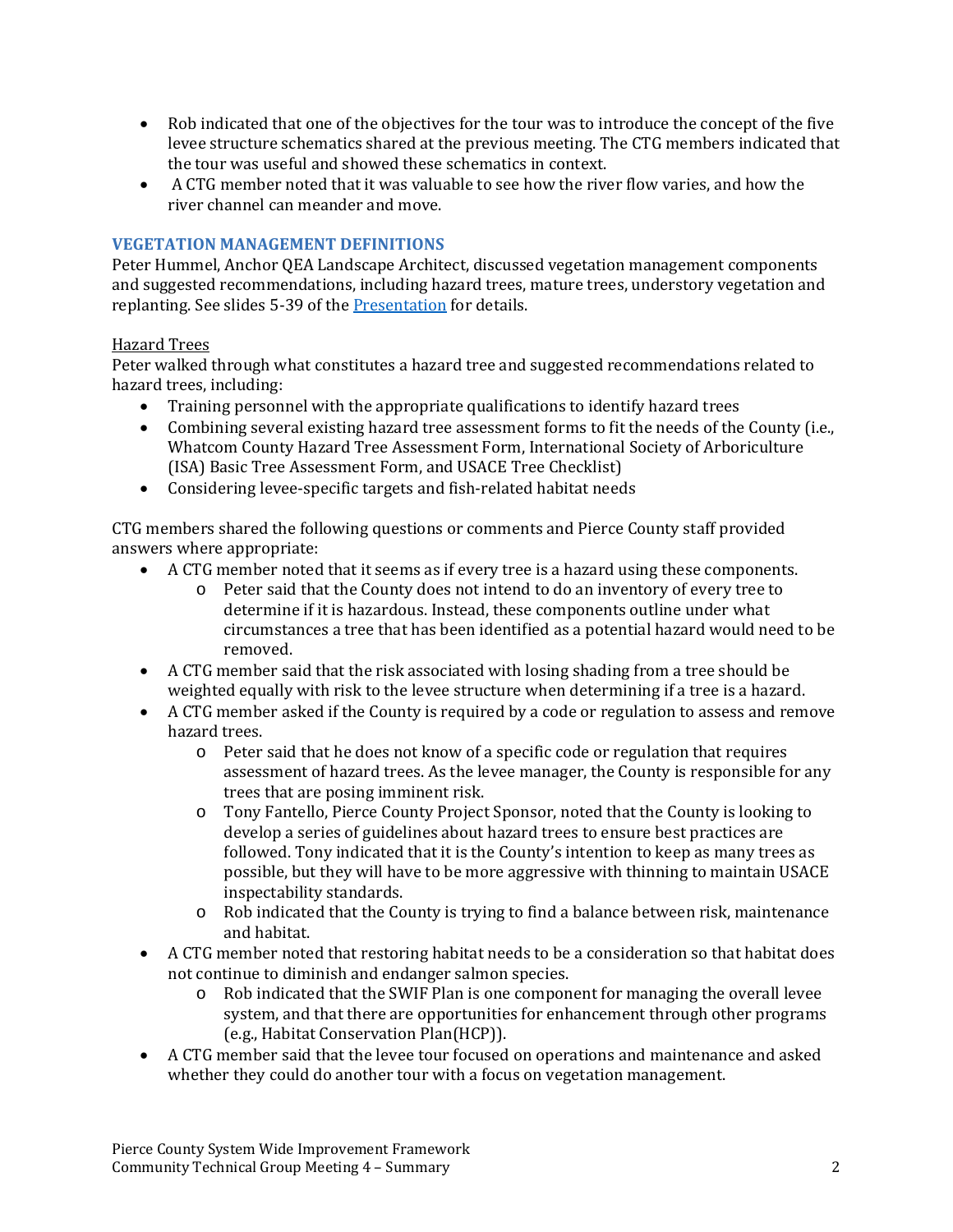- Rob indicated that one of the objectives for the tour was to introduce the concept of the five levee structure schematics shared at the previous meeting. The CTG members indicated that the tour was useful and showed these schematics in context.
- A CTG member noted that it was valuable to see how the river flow varies, and how the river channel can meander and move.

## VEGETATION MANAGEMENT DEFINITIONS

Peter Hummel, Anchor QEA Landscape Architect, discussed vegetation management components and suggested recommendations, including hazard trees, mature trees, understory vegetation and replanting. See slides 5-39 of the Presentation for details.

### Hazard Trees

Peter walked through what constitutes a hazard tree and suggested recommendations related to hazard trees, including:

- Training personnel with the appropriate qualifications to identify hazard trees
- Combining several existing hazard tree assessment forms to fit the needs of the County (i.e., Whatcom County Hazard Tree Assessment Form, International Society of Arboriculture (ISA) Basic Tree Assessment Form, and USACE Tree Checklist)
- Considering levee-specific targets and fish-related habitat needs

CTG members shared the following questions or comments and Pierce County staff provided answers where appropriate:

- A CTG member noted that it seems as if every tree is a hazard using these components.
  - Peter said that the County does not intend to do an inventory of every tree to determine if it is hazardous. Instead, these components outline under what circumstances a tree that has been identified as a potential hazard would need to be removed.
- A CTG member said that the risk associated with losing shading from a tree should be weighted equally with risk to the levee structure when determining if a tree is a hazard.
- A CTG member asked if the County is required by a code or regulation to assess and remove hazard trees.
  - Peter said that he does not know of a specific code or regulation that requires assessment of hazard trees. As the levee manager, the County is responsible for any trees that are posing imminent risk.
  - Tony Fantello, Pierce County Project Sponsor, noted that the County is looking to develop a series of guidelines about hazard trees to ensure best practices are followed. Tony indicated that it is the County's intention to keep as many trees as possible, but they will have to be more aggressive with thinning to maintain USACE inspectability standards.
  - Rob indicated that the County is trying to find a balance between risk, maintenance and habitat.
- A CTG member noted that restoring habitat needs to be a consideration so that habitat does not continue to diminish and endanger salmon species.
  - Rob indicated that the SWIF Plan is one component for managing the overall levee system, and that there are opportunities for enhancement through other programs (e.g., Habitat Conservation Plan(HCP)).
- A CTG member said that the levee tour focused on operations and maintenance and asked whether they could do another tour with a focus on vegetation management.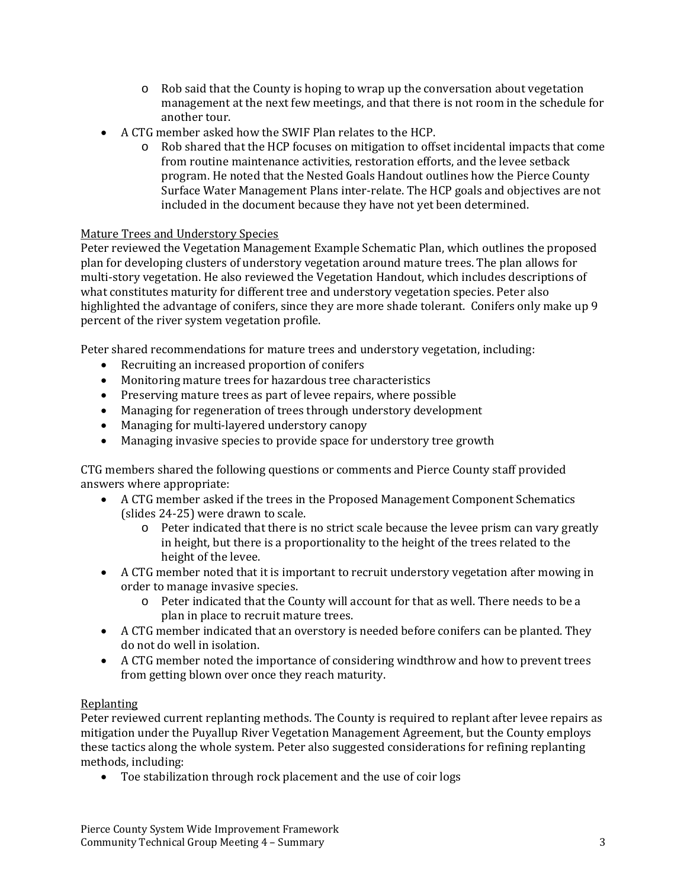- Rob said that the County is hoping to wrap up the conversation about vegetation management at the next few meetings, and that there is not room in the schedule for another tour.
- A CTG member asked how the SWIF Plan relates to the HCP.
    - Rob shared that the HCP focuses on mitigation to offset incidental impacts that come from routine maintenance activities, restoration efforts, and the levee setback program. He noted that the Nested Goals Handout outlines how the Pierce County Surface Water Management Plans inter-relate. The HCP goals and objectives are not included in the document because they have not yet been determined.

<u>Mature Trees and Understory Species</u>

Peter reviewed the Vegetation Management Example Schematic Plan, which outlines the proposed plan for developing clusters of understory vegetation around mature trees. The plan allows for multi-story vegetation. He also reviewed the Vegetation Handout, which includes descriptions of what constitutes maturity for different tree and understory vegetation species. Peter also highlighted the advantage of conifers, since they are more shade tolerant. Conifers only make up 9 percent of the river system vegetation profile.

Peter shared recommendations for mature trees and understory vegetation, including:

- Recruiting an increased proportion of conifers
- Monitoring mature trees for hazardous tree characteristics
- Preserving mature trees as part of levee repairs, where possible
- Managing for regeneration of trees through understory development
- Managing for multi-layered understory canopy
- Managing invasive species to provide space for understory tree growth

CTG members shared the following questions or comments and Pierce County staff provided answers where appropriate:

- A CTG member asked if the trees in the Proposed Management Component Schematics (slides 24-25) were drawn to scale.
    - Peter indicated that there is no strict scale because the levee prism can vary greatly in height, but there is a proportionality to the height of the trees related to the height of the levee.
- A CTG member noted that it is important to recruit understory vegetation after mowing in order to manage invasive species.
    - Peter indicated that the County will account for that as well. There needs to be a plan in place to recruit mature trees.
- A CTG member indicated that an overstory is needed before conifers can be planted. They do not do well in isolation.
- A CTG member noted the importance of considering windthrow and how to prevent trees from getting blown over once they reach maturity.

<u>Replanting</u>

Peter reviewed current replanting methods. The County is required to replant after levee repairs as mitigation under the Puyallup River Vegetation Management Agreement, but the County employs these tactics along the whole system. Peter also suggested considerations for refining replanting methods, including:

- Toe stabilization through rock placement and the use of coir logs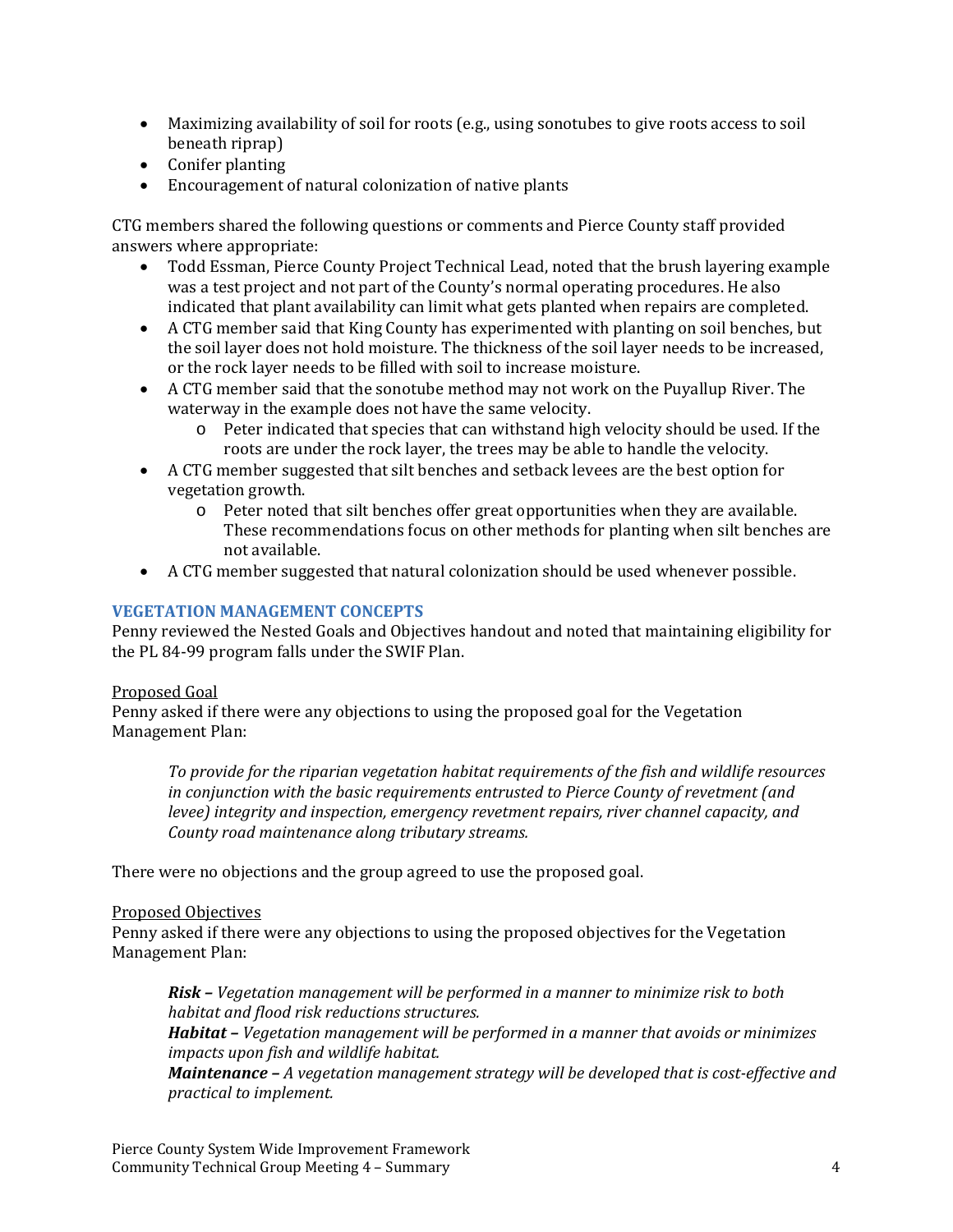- Maximizing availability of soil for roots (e.g., using sonotubes to give roots access to soil beneath riprap)
- Conifer planting
- Encouragement of natural colonization of native plants

CTG members shared the following questions or comments and Pierce County staff provided answers where appropriate:

- Todd Essman, Pierce County Project Technical Lead, noted that the brush layering example was a test project and not part of the County's normal operating procedures. He also indicated that plant availability can limit what gets planted when repairs are completed.
- A CTG member said that King County has experimented with planting on soil benches, but the soil layer does not hold moisture. The thickness of the soil layer needs to be increased, or the rock layer needs to be filled with soil to increase moisture.
- A CTG member said that the sonotube method may not work on the Puyallup River. The waterway in the example does not have the same velocity.
  - Peter indicated that species that can withstand high velocity should be used. If the roots are under the rock layer, the trees may be able to handle the velocity.
- A CTG member suggested that silt benches and setback levees are the best option for vegetation growth.
  - Peter noted that silt benches offer great opportunities when they are available. These recommendations focus on other methods for planting when silt benches are not available.
- A CTG member suggested that natural colonization should be used whenever possible.

## VEGETATION MANAGEMENT CONCEPTS

Penny reviewed the Nested Goals and Objectives handout and noted that maintaining eligibility for the PL 84-99 program falls under the SWIF Plan.

<u>Proposed Goal</u>

Penny asked if there were any objections to using the proposed goal for the Vegetation Management Plan:

> *To provide for the riparian vegetation habitat requirements of the fish and wildlife resources in conjunction with the basic requirements entrusted to Pierce County of revetment (and levee) integrity and inspection, emergency revetment repairs, river channel capacity, and County road maintenance along tributary streams.*

There were no objections and the group agreed to use the proposed goal.

<u>Proposed Objectives</u>

Penny asked if there were any objections to using the proposed objectives for the Vegetation Management Plan:

> ***Risk*** *– Vegetation management will be performed in a manner to minimize risk to both habitat and flood risk reductions structures.*
> ***Habitat*** *– Vegetation management will be performed in a manner that avoids or minimizes impacts upon fish and wildlife habitat.*
> ***Maintenance*** *– A vegetation management strategy will be developed that is cost-effective and practical to implement.*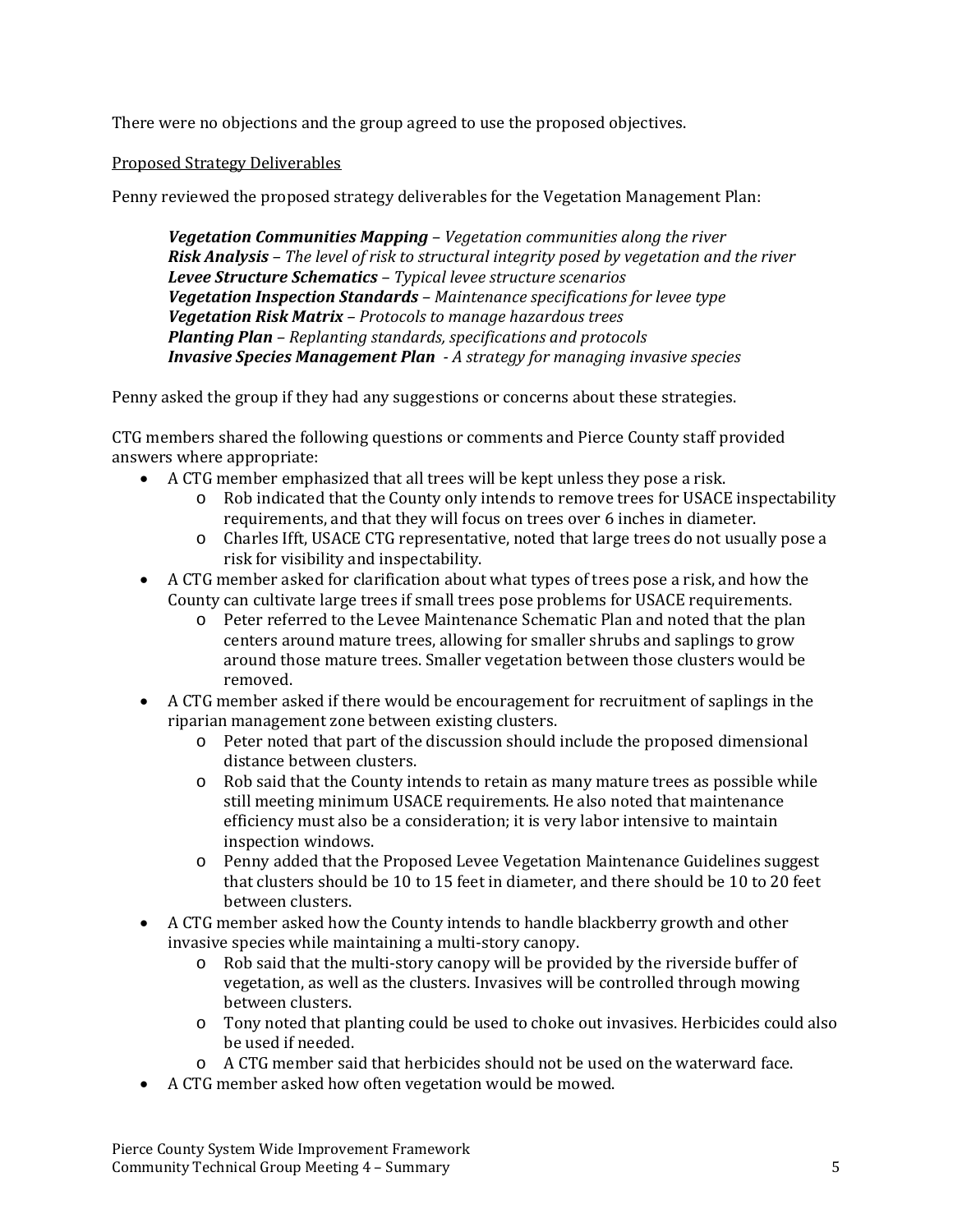There were no objections and the group agreed to use the proposed objectives.

Proposed Strategy Deliverables

Penny reviewed the proposed strategy deliverables for the Vegetation Management Plan:

> ***Vegetation Communities Mapping*** – *Vegetation communities along the river*
> ***Risk Analysis*** – *The level of risk to structural integrity posed by vegetation and the river*
> ***Levee Structure Schematics*** – *Typical levee structure scenarios*
> ***Vegetation Inspection Standards*** – *Maintenance specifications for levee type*
> ***Vegetation Risk Matrix*** – *Protocols to manage hazardous trees*
> ***Planting Plan*** – *Replanting standards, specifications and protocols*
> ***Invasive Species Management Plan*** *- A strategy for managing invasive species*

Penny asked the group if they had any suggestions or concerns about these strategies.

CTG members shared the following questions or comments and Pierce County staff provided answers where appropriate:

- A CTG member emphasized that all trees will be kept unless they pose a risk.
  - Rob indicated that the County only intends to remove trees for USACE inspectability requirements, and that they will focus on trees over 6 inches in diameter.
  - Charles Ifft, USACE CTG representative, noted that large trees do not usually pose a risk for visibility and inspectability.
- A CTG member asked for clarification about what types of trees pose a risk, and how the County can cultivate large trees if small trees pose problems for USACE requirements.
  - Peter referred to the Levee Maintenance Schematic Plan and noted that the plan centers around mature trees, allowing for smaller shrubs and saplings to grow around those mature trees. Smaller vegetation between those clusters would be removed.
- A CTG member asked if there would be encouragement for recruitment of saplings in the riparian management zone between existing clusters.
  - Peter noted that part of the discussion should include the proposed dimensional distance between clusters.
  - Rob said that the County intends to retain as many mature trees as possible while still meeting minimum USACE requirements. He also noted that maintenance efficiency must also be a consideration; it is very labor intensive to maintain inspection windows.
  - Penny added that the Proposed Levee Vegetation Maintenance Guidelines suggest that clusters should be 10 to 15 feet in diameter, and there should be 10 to 20 feet between clusters.
- A CTG member asked how the County intends to handle blackberry growth and other invasive species while maintaining a multi-story canopy.
  - Rob said that the multi-story canopy will be provided by the riverside buffer of vegetation, as well as the clusters. Invasives will be controlled through mowing between clusters.
  - Tony noted that planting could be used to choke out invasives. Herbicides could also be used if needed.
  - A CTG member said that herbicides should not be used on the waterward face.
- A CTG member asked how often vegetation would be mowed.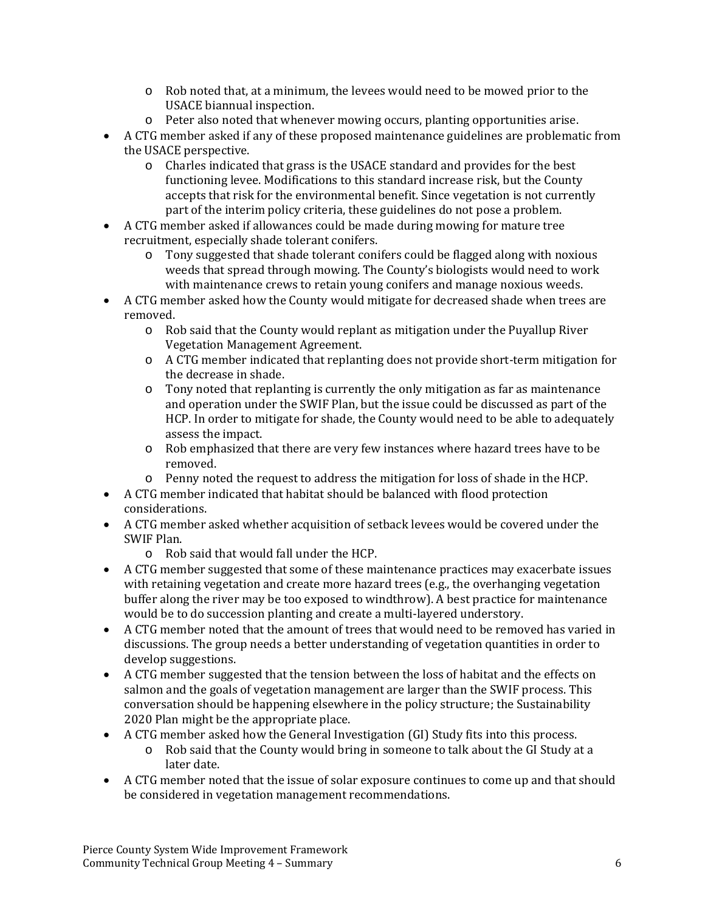- Rob noted that, at a minimum, the levees would need to be mowed prior to the USACE biannual inspection.
    - Peter also noted that whenever mowing occurs, planting opportunities arise.
- A CTG member asked if any of these proposed maintenance guidelines are problematic from the USACE perspective.
    - Charles indicated that grass is the USACE standard and provides for the best functioning levee. Modifications to this standard increase risk, but the County accepts that risk for the environmental benefit. Since vegetation is not currently part of the interim policy criteria, these guidelines do not pose a problem.
- A CTG member asked if allowances could be made during mowing for mature tree recruitment, especially shade tolerant conifers.
    - Tony suggested that shade tolerant conifers could be flagged along with noxious weeds that spread through mowing. The County's biologists would need to work with maintenance crews to retain young conifers and manage noxious weeds.
- A CTG member asked how the County would mitigate for decreased shade when trees are removed.
    - Rob said that the County would replant as mitigation under the Puyallup River Vegetation Management Agreement.
    - A CTG member indicated that replanting does not provide short-term mitigation for the decrease in shade.
    - Tony noted that replanting is currently the only mitigation as far as maintenance and operation under the SWIF Plan, but the issue could be discussed as part of the HCP. In order to mitigate for shade, the County would need to be able to adequately assess the impact.
    - Rob emphasized that there are very few instances where hazard trees have to be removed.
    - Penny noted the request to address the mitigation for loss of shade in the HCP.
- A CTG member indicated that habitat should be balanced with flood protection considerations.
- A CTG member asked whether acquisition of setback levees would be covered under the SWIF Plan.
    - Rob said that would fall under the HCP.
- A CTG member suggested that some of these maintenance practices may exacerbate issues with retaining vegetation and create more hazard trees (e.g., the overhanging vegetation buffer along the river may be too exposed to windthrow). A best practice for maintenance would be to do succession planting and create a multi-layered understory.
- A CTG member noted that the amount of trees that would need to be removed has varied in discussions. The group needs a better understanding of vegetation quantities in order to develop suggestions.
- A CTG member suggested that the tension between the loss of habitat and the effects on salmon and the goals of vegetation management are larger than the SWIF process. This conversation should be happening elsewhere in the policy structure; the Sustainability 2020 Plan might be the appropriate place.
- A CTG member asked how the General Investigation (GI) Study fits into this process.
    - Rob said that the County would bring in someone to talk about the GI Study at a later date.
- A CTG member noted that the issue of solar exposure continues to come up and that should be considered in vegetation management recommendations.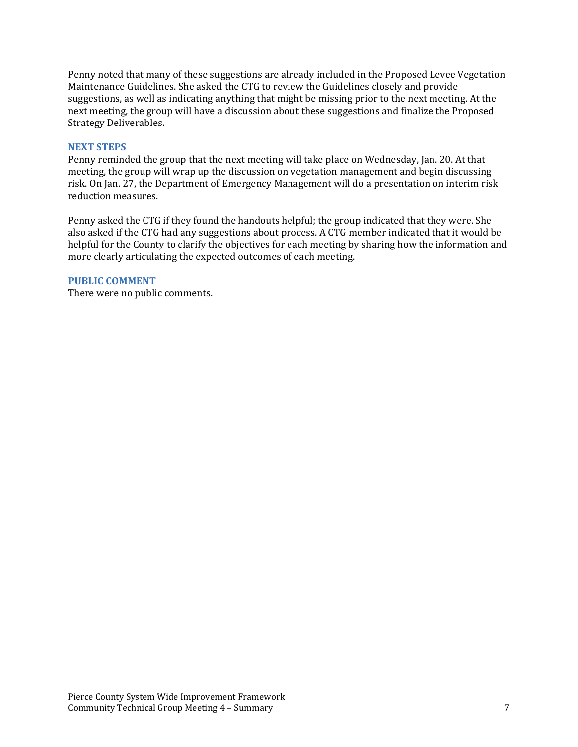Penny noted that many of these suggestions are already included in the Proposed Levee Vegetation Maintenance Guidelines. She asked the CTG to review the Guidelines closely and provide suggestions, as well as indicating anything that might be missing prior to the next meeting. At the next meeting, the group will have a discussion about these suggestions and finalize the Proposed Strategy Deliverables.

## NEXT STEPS

Penny reminded the group that the next meeting will take place on Wednesday, Jan. 20. At that meeting, the group will wrap up the discussion on vegetation management and begin discussing risk. On Jan. 27, the Department of Emergency Management will do a presentation on interim risk reduction measures.

Penny asked the CTG if they found the handouts helpful; the group indicated that they were. She also asked if the CTG had any suggestions about process. A CTG member indicated that it would be helpful for the County to clarify the objectives for each meeting by sharing how the information and more clearly articulating the expected outcomes of each meeting.

## PUBLIC COMMENT

There were no public comments.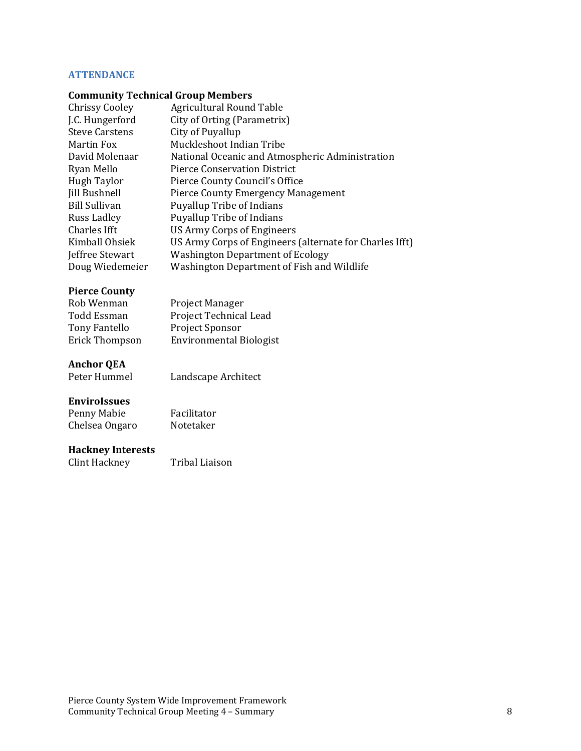## ATTENDANCE

**Community Technical Group Members**

| | |
|---|---|
| Chrissy Cooley | Agricultural Round Table |
| J.C. Hungerford | City of Orting (Parametrix) |
| Steve Carstens | City of Puyallup |
| Martin Fox | Muckleshoot Indian Tribe |
| David Molenaar | National Oceanic and Atmospheric Administration |
| Ryan Mello | Pierce Conservation District |
| Hugh Taylor | Pierce County Council's Office |
| Jill Bushnell | Pierce County Emergency Management |
| Bill Sullivan | Puyallup Tribe of Indians |
| Russ Ladley | Puyallup Tribe of Indians |
| Charles Ifft | US Army Corps of Engineers |
| Kimball Ohsiek | US Army Corps of Engineers (alternate for Charles Ifft) |
| Jeffree Stewart | Washington Department of Ecology |
| Doug Wiedemeier | Washington Department of Fish and Wildlife |

**Pierce County**

| | |
|---|---|
| Rob Wenman | Project Manager |
| Todd Essman | Project Technical Lead |
| Tony Fantello | Project Sponsor |
| Erick Thompson | Environmental Biologist |

**Anchor QEA**

| | |
|---|---|
| Peter Hummel | Landscape Architect |

**EnviroIssues**

| | |
|---|---|
| Penny Mabie | Facilitator |
| Chelsea Ongaro | Notetaker |

**Hackney Interests**

| | |
|---|---|
| Clint Hackney | Tribal Liaison |